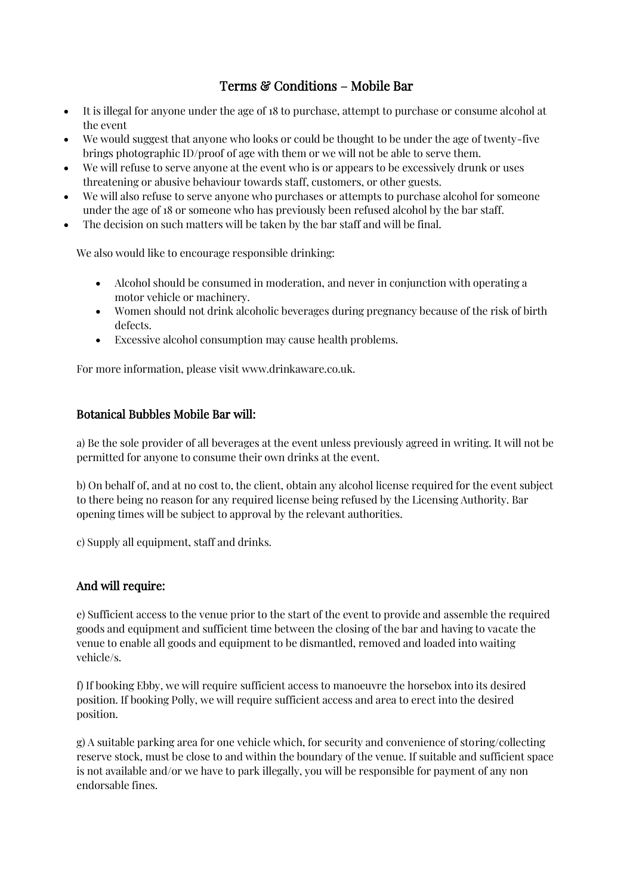# Terms & Conditions – Mobile Bar

- It is illegal for anyone under the age of 18 to purchase, attempt to purchase or consume alcohol at the event
- We would suggest that anyone who looks or could be thought to be under the age of twenty-five brings photographic ID/proof of age with them or we will not be able to serve them.
- We will refuse to serve anyone at the event who is or appears to be excessively drunk or uses threatening or abusive behaviour towards staff, customers, or other guests.
- We will also refuse to serve anyone who purchases or attempts to purchase alcohol for someone under the age of 18 or someone who has previously been refused alcohol by the bar staff.
- The decision on such matters will be taken by the bar staff and will be final.

We also would like to encourage responsible drinking:

- Alcohol should be consumed in moderation, and never in conjunction with operating a motor vehicle or machinery.
- Women should not drink alcoholic beverages during pregnancy because of the risk of birth defects.
- Excessive alcohol consumption may cause health problems.

For more information, please visit www.drinkaware.co.uk.

## Botanical Bubbles Mobile Bar will:

a) Be the sole provider of all beverages at the event unless previously agreed in writing. It will not be permitted for anyone to consume their own drinks at the event.

b) On behalf of, and at no cost to, the client, obtain any alcohol license required for the event subject to there being no reason for any required license being refused by the Licensing Authority. Bar opening times will be subject to approval by the relevant authorities.

c) Supply all equipment, staff and drinks.

## And will require:

e) Sufficient access to the venue prior to the start of the event to provide and assemble the required goods and equipment and sufficient time between the closing of the bar and having to vacate the venue to enable all goods and equipment to be dismantled, removed and loaded into waiting vehicle/s.

f) If booking Ebby, we will require sufficient access to manoeuvre the horsebox into its desired position. If booking Polly, we will require sufficient access and area to erect into the desired position.

g) A suitable parking area for one vehicle which, for security and convenience of storing/collecting reserve stock, must be close to and within the boundary of the venue. If suitable and sufficient space is not available and/or we have to park illegally, you will be responsible for payment of any non endorsable fines.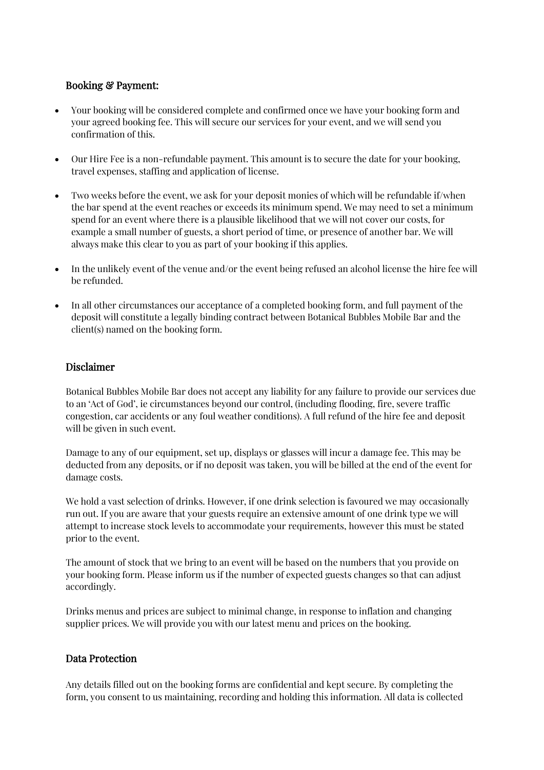## Booking & Payment:

- Your booking will be considered complete and confirmed once we have your booking form and your agreed booking fee. This will secure our services for your event, and we will send you confirmation of this.

- Our Hire Fee is a non-refundable payment. This amount is to secure the date for your booking, travel expenses, staffing and application of license.

- Two weeks before the event, we ask for your deposit monies of which will be refundable if/when the bar spend at the event reaches or exceeds its minimum spend. We may need to set a minimum spend for an event where there is a plausible likelihood that we will not cover our costs, for example a small number of guests, a short period of time, or presence of another bar. We will always make this clear to you as part of your booking if this applies.

- In the unlikely event of the venue and/or the event being refused an alcohol license the hire fee will be refunded.

- In all other circumstances our acceptance of a completed booking form, and full payment of the deposit will constitute a legally binding contract between Botanical Bubbles Mobile Bar and the client(s) named on the booking form.

## Disclaimer

Botanical Bubbles Mobile Bar does not accept any liability for any failure to provide our services due to an 'Act of God', ie circumstances beyond our control, (including flooding, fire, severe traffic congestion, car accidents or any foul weather conditions). A full refund of the hire fee and deposit will be given in such event.

Damage to any of our equipment, set up, displays or glasses will incur a damage fee. This may be deducted from any deposits, or if no deposit was taken, you will be billed at the end of the event for damage costs.

We hold a vast selection of drinks. However, if one drink selection is favoured we may occasionally run out. If you are aware that your guests require an extensive amount of one drink type we will attempt to increase stock levels to accommodate your requirements, however this must be stated prior to the event.

The amount of stock that we bring to an event will be based on the numbers that you provide on your booking form. Please inform us if the number of expected guests changes so that can adjust accordingly.

Drinks menus and prices are subject to minimal change, in response to inflation and changing supplier prices. We will provide you with our latest menu and prices on the booking.

## Data Protection

Any details filled out on the booking forms are confidential and kept secure. By completing the form, you consent to us maintaining, recording and holding this information. All data is collected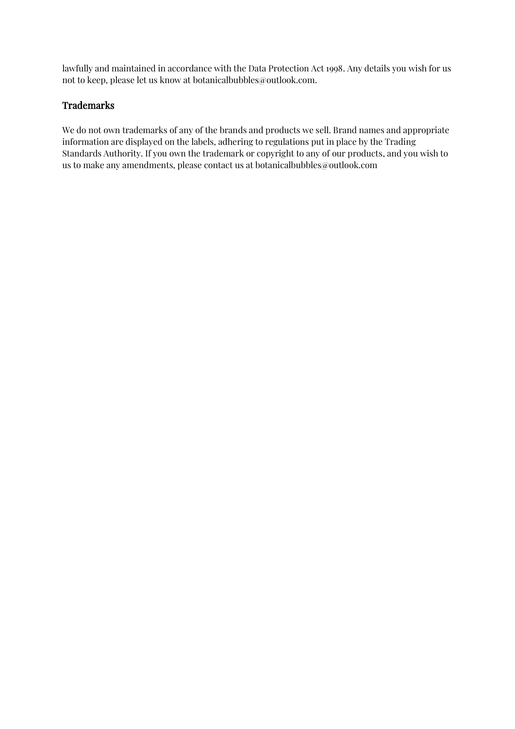lawfully and maintained in accordance with the Data Protection Act 1998. Any details you wish for us not to keep, please let us know at botanicalbubbles@outlook.com.

## Trademarks

We do not own trademarks of any of the brands and products we sell. Brand names and appropriate information are displayed on the labels, adhering to regulations put in place by the Trading Standards Authority. If you own the trademark or copyright to any of our products, and you wish to us to make any amendments, please contact us at botanicalbubbles@outlook.com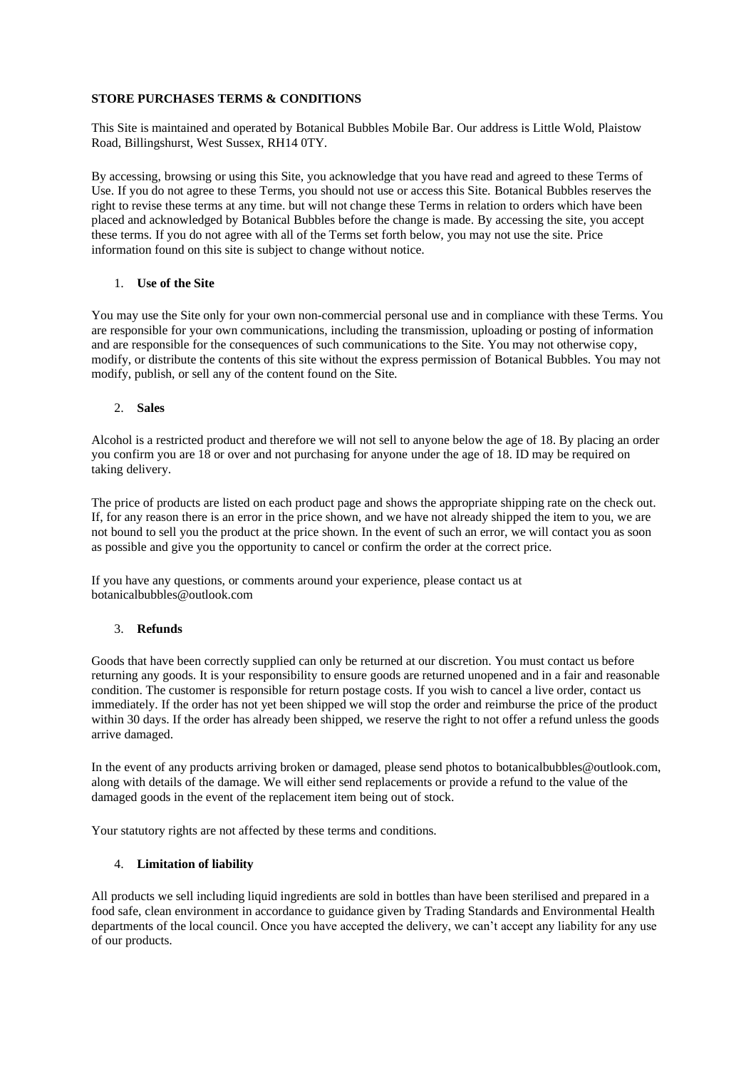**STORE PURCHASES TERMS & CONDITIONS**

This Site is maintained and operated by Botanical Bubbles Mobile Bar. Our address is Little Wold, Plaistow Road, Billingshurst, West Sussex, RH14 0TY.

By accessing, browsing or using this Site, you acknowledge that you have read and agreed to these Terms of Use. If you do not agree to these Terms, you should not use or access this Site. Botanical Bubbles reserves the right to revise these terms at any time. but will not change these Terms in relation to orders which have been placed and acknowledged by Botanical Bubbles before the change is made. By accessing the site, you accept these terms. If you do not agree with all of the Terms set forth below, you may not use the site. Price information found on this site is subject to change without notice.

1. **Use of the Site**

You may use the Site only for your own non-commercial personal use and in compliance with these Terms. You are responsible for your own communications, including the transmission, uploading or posting of information and are responsible for the consequences of such communications to the Site. You may not otherwise copy, modify, or distribute the contents of this site without the express permission of Botanical Bubbles. You may not modify, publish, or sell any of the content found on the Site.

2. **Sales**

Alcohol is a restricted product and therefore we will not sell to anyone below the age of 18. By placing an order you confirm you are 18 or over and not purchasing for anyone under the age of 18. ID may be required on taking delivery.

The price of products are listed on each product page and shows the appropriate shipping rate on the check out. If, for any reason there is an error in the price shown, and we have not already shipped the item to you, we are not bound to sell you the product at the price shown. In the event of such an error, we will contact you as soon as possible and give you the opportunity to cancel or confirm the order at the correct price.

If you have any questions, or comments around your experience, please contact us at botanicalbubbles@outlook.com

3. **Refunds**

Goods that have been correctly supplied can only be returned at our discretion. You must contact us before returning any goods. It is your responsibility to ensure goods are returned unopened and in a fair and reasonable condition. The customer is responsible for return postage costs. If you wish to cancel a live order, contact us immediately. If the order has not yet been shipped we will stop the order and reimburse the price of the product within 30 days. If the order has already been shipped, we reserve the right to not offer a refund unless the goods arrive damaged.

In the event of any products arriving broken or damaged, please send photos to botanicalbubbles@outlook.com, along with details of the damage. We will either send replacements or provide a refund to the value of the damaged goods in the event of the replacement item being out of stock.

Your statutory rights are not affected by these terms and conditions.

4. **Limitation of liability**

All products we sell including liquid ingredients are sold in bottles than have been sterilised and prepared in a food safe, clean environment in accordance to guidance given by Trading Standards and Environmental Health departments of the local council. Once you have accepted the delivery, we can't accept any liability for any use of our products.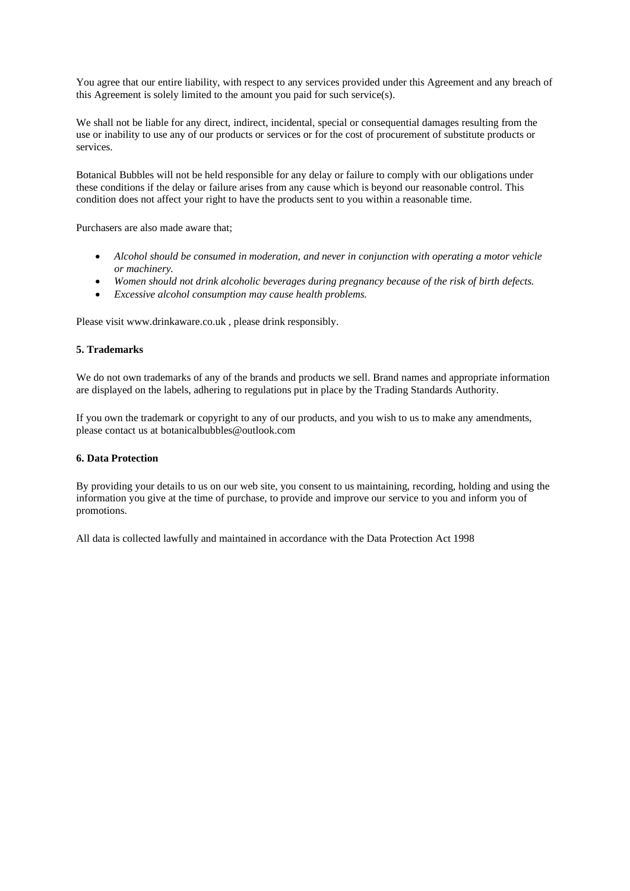You agree that our entire liability, with respect to any services provided under this Agreement and any breach of this Agreement is solely limited to the amount you paid for such service(s).

We shall not be liable for any direct, indirect, incidental, special or consequential damages resulting from the use or inability to use any of our products or services or for the cost of procurement of substitute products or services.

Botanical Bubbles will not be held responsible for any delay or failure to comply with our obligations under these conditions if the delay or failure arises from any cause which is beyond our reasonable control. This condition does not affect your right to have the products sent to you within a reasonable time.

Purchasers are also made aware that;

- *Alcohol should be consumed in moderation, and never in conjunction with operating a motor vehicle or machinery.*
- *Women should not drink alcoholic beverages during pregnancy because of the risk of birth defects.*
- *Excessive alcohol consumption may cause health problems.*

Please visit www.drinkaware.co.uk , please drink responsibly.

**5. Trademarks**

We do not own trademarks of any of the brands and products we sell. Brand names and appropriate information are displayed on the labels, adhering to regulations put in place by the Trading Standards Authority.

If you own the trademark or copyright to any of our products, and you wish to us to make any amendments, please contact us at botanicalbubbles@outlook.com

**6. Data Protection**

By providing your details to us on our web site, you consent to us maintaining, recording, holding and using the information you give at the time of purchase, to provide and improve our service to you and inform you of promotions.

All data is collected lawfully and maintained in accordance with the Data Protection Act 1998